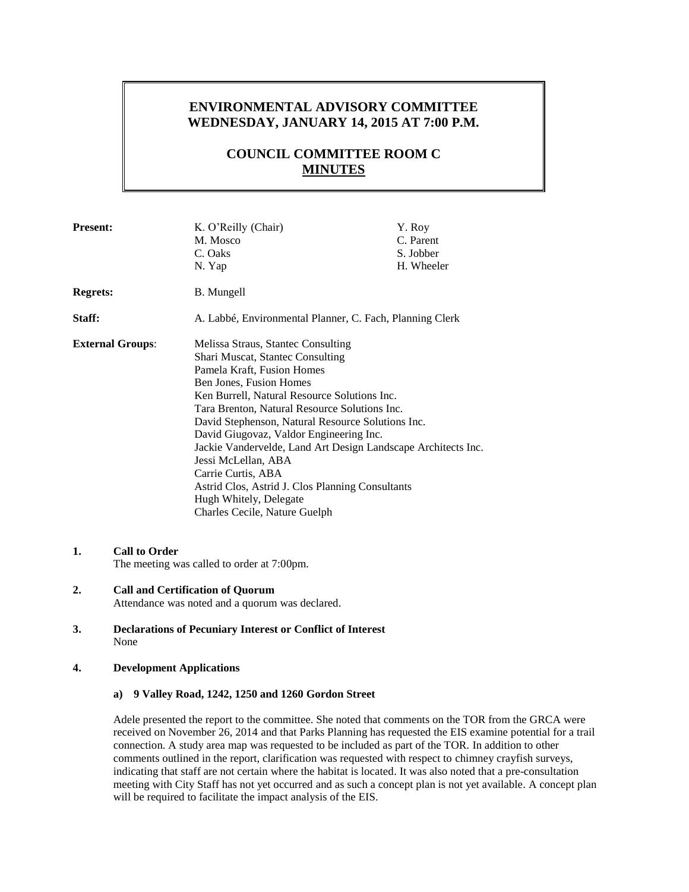# ENVIRONMENTAL ADVISORY COMMITTEE
# WEDNESDAY, JANUARY 14, 2015 AT 7:00 P.M.

## COUNCIL COMMITTEE ROOM C
## MINUTES

| | | |
|---|---|---|
| **Present:** | K. O'Reilly (Chair) | Y. Roy |
| | M. Mosco | C. Parent |
| | C. Oaks | S. Jobber |
| | N. Yap | H. Wheeler |
| **Regrets:** | B. Mungell | |
| **Staff:** | A. Labbé, Environmental Planner, C. Fach, Planning Clerk | |
| **External Groups**: | Melissa Straus, Stantec Consulting<br>Shari Muscat, Stantec Consulting<br>Pamela Kraft, Fusion Homes<br>Ben Jones, Fusion Homes<br>Ken Burrell, Natural Resource Solutions Inc.<br>Tara Brenton, Natural Resource Solutions Inc.<br>David Stephenson, Natural Resource Solutions Inc.<br>David Giugovaz, Valdor Engineering Inc.<br>Jackie Vandervelde, Land Art Design Landscape Architects Inc.<br>Jessi McLellan, ABA<br>Carrie Curtis, ABA<br>Astrid Clos, Astrid J. Clos Planning Consultants<br>Hugh Whitely, Delegate<br>Charles Cecile, Nature Guelph | |

**1. Call to Order**

The meeting was called to order at 7:00pm.

**2. Call and Certification of Quorum**

Attendance was noted and a quorum was declared.

**3. Declarations of Pecuniary Interest or Conflict of Interest**

None

**4. Development Applications**

**a) 9 Valley Road, 1242, 1250 and 1260 Gordon Street**

Adele presented the report to the committee. She noted that comments on the TOR from the GRCA were received on November 26, 2014 and that Parks Planning has requested the EIS examine potential for a trail connection. A study area map was requested to be included as part of the TOR. In addition to other comments outlined in the report, clarification was requested with respect to chimney crayfish surveys, indicating that staff are not certain where the habitat is located. It was also noted that a pre-consultation meeting with City Staff has not yet occurred and as such a concept plan is not yet available. A concept plan will be required to facilitate the impact analysis of the EIS.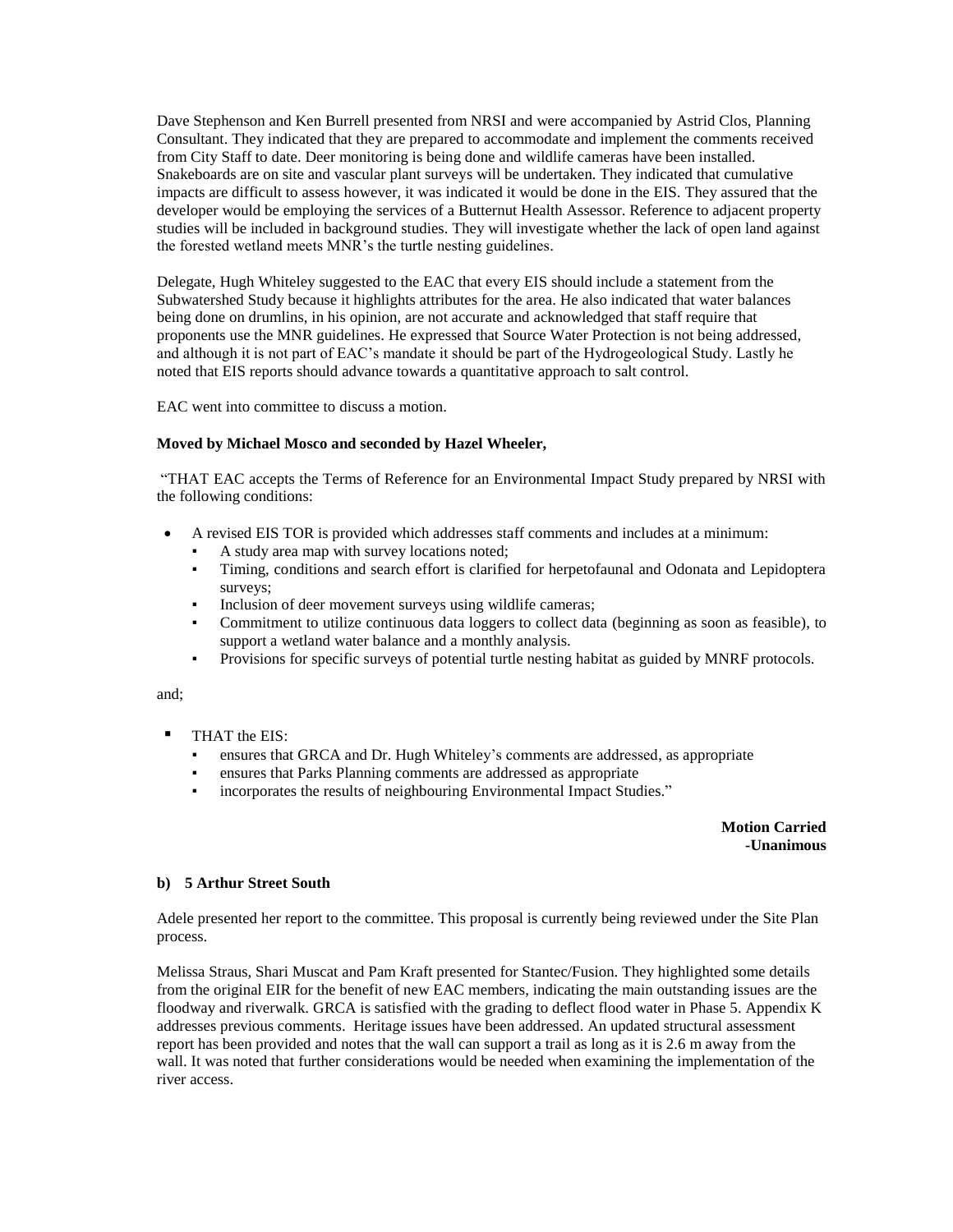Dave Stephenson and Ken Burrell presented from NRSI and were accompanied by Astrid Clos, Planning Consultant. They indicated that they are prepared to accommodate and implement the comments received from City Staff to date. Deer monitoring is being done and wildlife cameras have been installed. Snakeboards are on site and vascular plant surveys will be undertaken. They indicated that cumulative impacts are difficult to assess however, it was indicated it would be done in the EIS. They assured that the developer would be employing the services of a Butternut Health Assessor. Reference to adjacent property studies will be included in background studies. They will investigate whether the lack of open land against the forested wetland meets MNR's the turtle nesting guidelines.

Delegate, Hugh Whiteley suggested to the EAC that every EIS should include a statement from the Subwatershed Study because it highlights attributes for the area. He also indicated that water balances being done on drumlins, in his opinion, are not accurate and acknowledged that staff require that proponents use the MNR guidelines. He expressed that Source Water Protection is not being addressed, and although it is not part of EAC's mandate it should be part of the Hydrogeological Study. Lastly he noted that EIS reports should advance towards a quantitative approach to salt control.

EAC went into committee to discuss a motion.

**Moved by Michael Mosco and seconded by Hazel Wheeler,**

"THAT EAC accepts the Terms of Reference for an Environmental Impact Study prepared by NRSI with the following conditions:

- A revised EIS TOR is provided which addresses staff comments and includes at a minimum:
  - A study area map with survey locations noted;
  - Timing, conditions and search effort is clarified for herpetofaunal and Odonata and Lepidoptera surveys;
  - Inclusion of deer movement surveys using wildlife cameras;
  - Commitment to utilize continuous data loggers to collect data (beginning as soon as feasible), to support a wetland water balance and a monthly analysis.
  - Provisions for specific surveys of potential turtle nesting habitat as guided by MNRF protocols.

and;

- THAT the EIS:
  - ensures that GRCA and Dr. Hugh Whiteley's comments are addressed, as appropriate
  - ensures that Parks Planning comments are addressed as appropriate
  - incorporates the results of neighbouring Environmental Impact Studies."

**Motion Carried**
**-Unanimous**

**b) 5 Arthur Street South**

Adele presented her report to the committee. This proposal is currently being reviewed under the Site Plan process.

Melissa Straus, Shari Muscat and Pam Kraft presented for Stantec/Fusion. They highlighted some details from the original EIR for the benefit of new EAC members, indicating the main outstanding issues are the floodway and riverwalk. GRCA is satisfied with the grading to deflect flood water in Phase 5. Appendix K addresses previous comments. Heritage issues have been addressed. An updated structural assessment report has been provided and notes that the wall can support a trail as long as it is 2.6 m away from the wall. It was noted that further considerations would be needed when examining the implementation of the river access.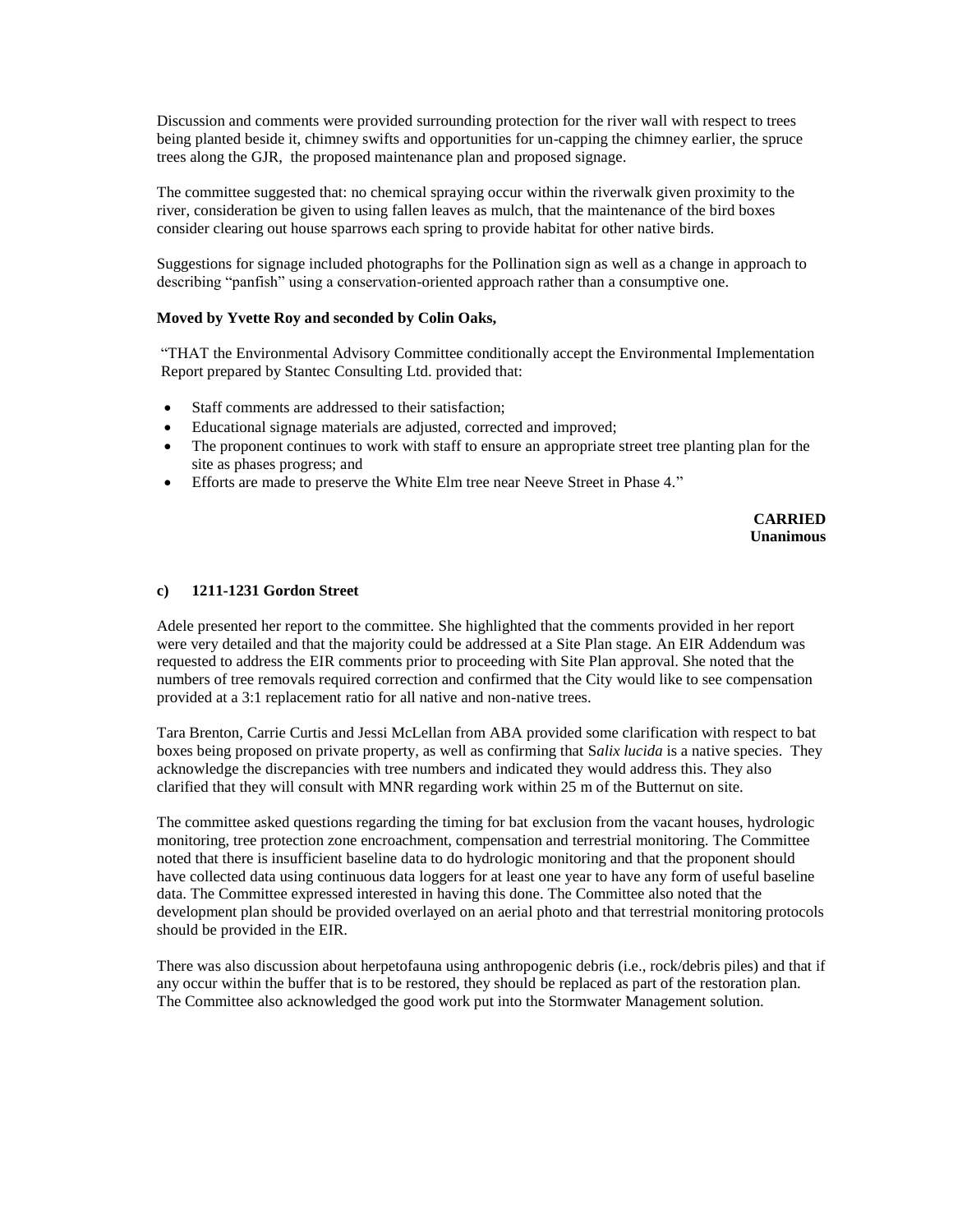Discussion and comments were provided surrounding protection for the river wall with respect to trees being planted beside it, chimney swifts and opportunities for un-capping the chimney earlier, the spruce trees along the GJR, the proposed maintenance plan and proposed signage.

The committee suggested that: no chemical spraying occur within the riverwalk given proximity to the river, consideration be given to using fallen leaves as mulch, that the maintenance of the bird boxes consider clearing out house sparrows each spring to provide habitat for other native birds.

Suggestions for signage included photographs for the Pollination sign as well as a change in approach to describing "panfish" using a conservation-oriented approach rather than a consumptive one.

**Moved by Yvette Roy and seconded by Colin Oaks,**

"THAT the Environmental Advisory Committee conditionally accept the Environmental Implementation Report prepared by Stantec Consulting Ltd. provided that:

- Staff comments are addressed to their satisfaction;
- Educational signage materials are adjusted, corrected and improved;
- The proponent continues to work with staff to ensure an appropriate street tree planting plan for the site as phases progress; and
- Efforts are made to preserve the White Elm tree near Neeve Street in Phase 4."

**CARRIED**
**Unanimous**

**c) 1211-1231 Gordon Street**

Adele presented her report to the committee. She highlighted that the comments provided in her report were very detailed and that the majority could be addressed at a Site Plan stage. An EIR Addendum was requested to address the EIR comments prior to proceeding with Site Plan approval. She noted that the numbers of tree removals required correction and confirmed that the City would like to see compensation provided at a 3:1 replacement ratio for all native and non-native trees.

Tara Brenton, Carrie Curtis and Jessi McLellan from ABA provided some clarification with respect to bat boxes being proposed on private property, as well as confirming that S*alix lucida* is a native species. They acknowledge the discrepancies with tree numbers and indicated they would address this. They also clarified that they will consult with MNR regarding work within 25 m of the Butternut on site.

The committee asked questions regarding the timing for bat exclusion from the vacant houses, hydrologic monitoring, tree protection zone encroachment, compensation and terrestrial monitoring. The Committee noted that there is insufficient baseline data to do hydrologic monitoring and that the proponent should have collected data using continuous data loggers for at least one year to have any form of useful baseline data. The Committee expressed interested in having this done. The Committee also noted that the development plan should be provided overlayed on an aerial photo and that terrestrial monitoring protocols should be provided in the EIR.

There was also discussion about herpetofauna using anthropogenic debris (i.e., rock/debris piles) and that if any occur within the buffer that is to be restored, they should be replaced as part of the restoration plan. The Committee also acknowledged the good work put into the Stormwater Management solution.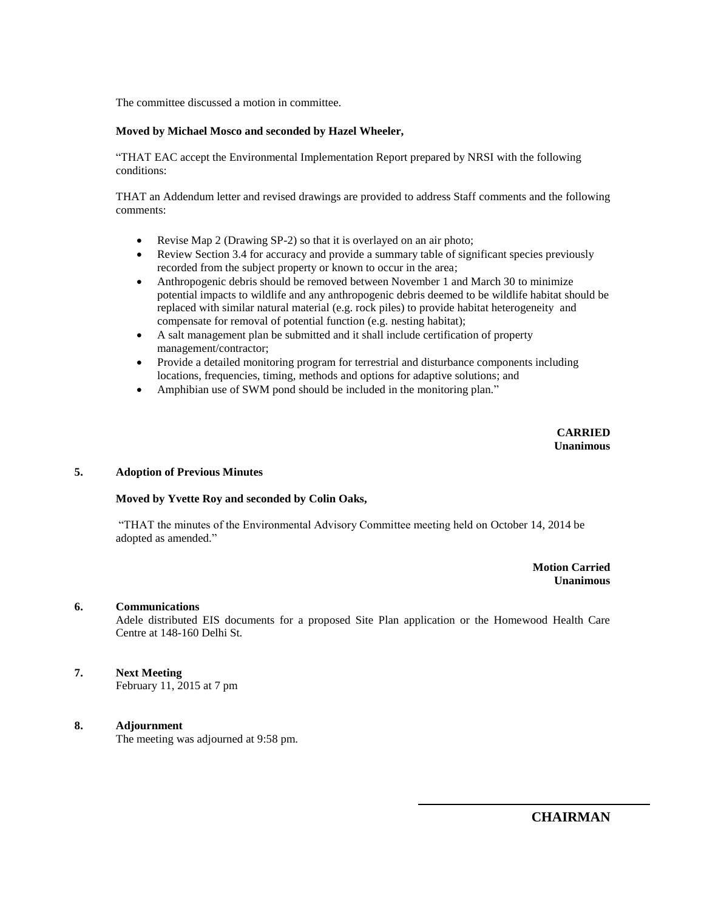The committee discussed a motion in committee.

**Moved by Michael Mosco and seconded by Hazel Wheeler,**

"THAT EAC accept the Environmental Implementation Report prepared by NRSI with the following conditions:

THAT an Addendum letter and revised drawings are provided to address Staff comments and the following comments:

- Revise Map 2 (Drawing SP-2) so that it is overlayed on an air photo;
- Review Section 3.4 for accuracy and provide a summary table of significant species previously recorded from the subject property or known to occur in the area;
- Anthropogenic debris should be removed between November 1 and March 30 to minimize potential impacts to wildlife and any anthropogenic debris deemed to be wildlife habitat should be replaced with similar natural material (e.g. rock piles) to provide habitat heterogeneity and compensate for removal of potential function (e.g. nesting habitat);
- A salt management plan be submitted and it shall include certification of property management/contractor;
- Provide a detailed monitoring program for terrestrial and disturbance components including locations, frequencies, timing, methods and options for adaptive solutions; and
- Amphibian use of SWM pond should be included in the monitoring plan."

**CARRIED**
**Unanimous**

## 5. Adoption of Previous Minutes

**Moved by Yvette Roy and seconded by Colin Oaks,**

"THAT the minutes of the Environmental Advisory Committee meeting held on October 14, 2014 be adopted as amended."

**Motion Carried**
**Unanimous**

## 6. Communications

Adele distributed EIS documents for a proposed Site Plan application or the Homewood Health Care Centre at 148-160 Delhi St.

## 7. Next Meeting

February 11, 2015 at 7 pm

## 8. Adjournment

The meeting was adjourned at 9:58 pm.

**CHAIRMAN**